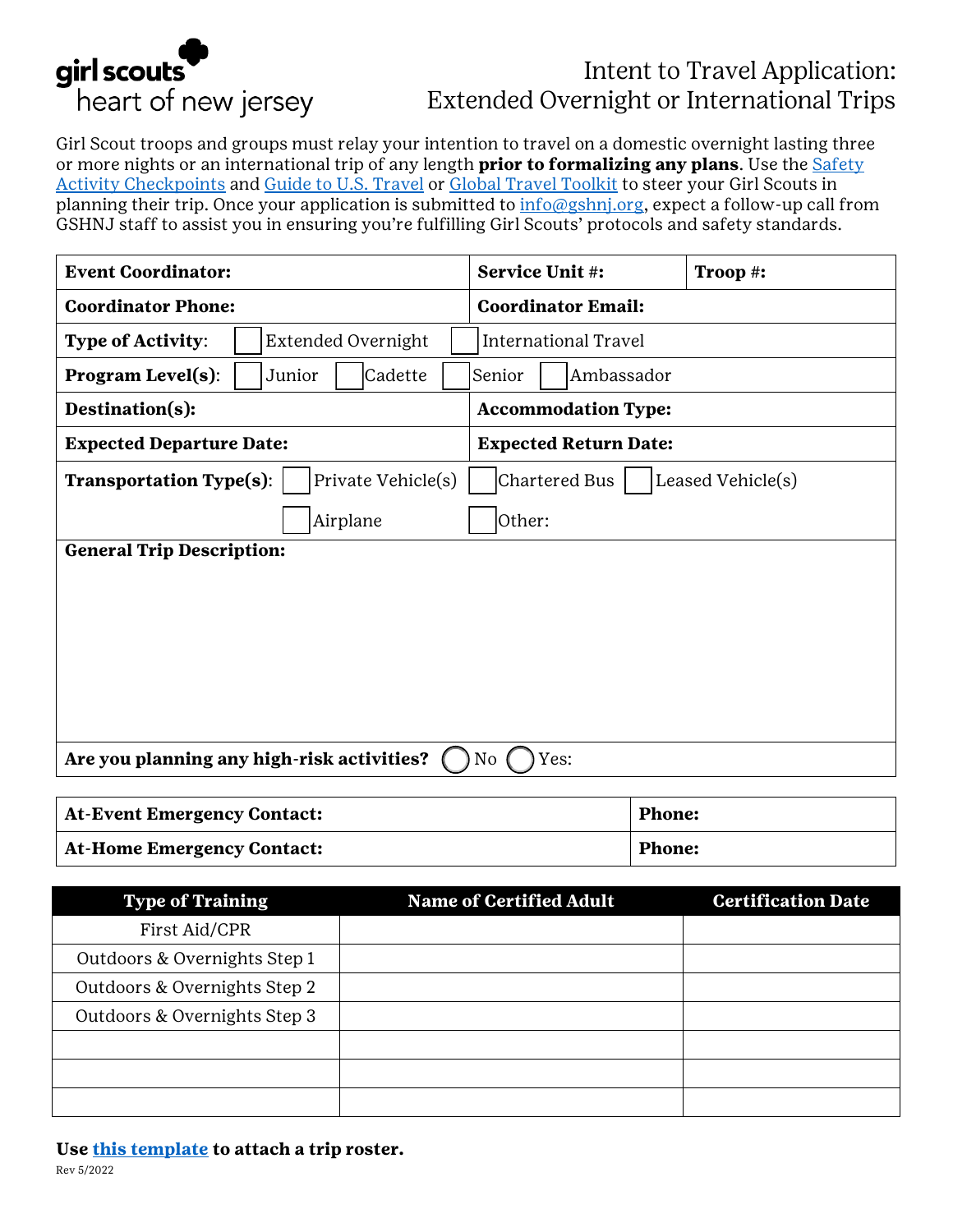girl scouts heart of new jersey

# Intent to Travel Application: Extended Overnight or International Trips

Girl Scout troops and groups must relay your intention to travel on a domestic overnight lasting three or more nights or an international trip of any length **prior to formalizing any plans**. Use the Safety Activity Checkpoints and Guide to U.S. Travel or Global Travel Toolkit to steer your Girl Scouts in planning their trip. Once your application is submitted to info@gshnj.org, expect a follow-up call from GSHNJ staff to assist you in ensuring you're fulfilling Girl Scouts' protocols and safety standards.

| | | |
|---|---|---|
| **Event Coordinator:** | **Service Unit #:** | **Troop #:** |
| **Coordinator Phone:** | **Coordinator Email:** | |
| **Type of Activity**: ☐ Extended Overnight ☐ International Travel | | |
| **Program Level(s)**: ☐ Junior ☐ Cadette ☐ Senior ☐ Ambassador | | |
| **Destination(s):** | **Accommodation Type:** | |
| **Expected Departure Date:** | **Expected Return Date:** | |
| **Transportation Type(s)**: ☐ Private Vehicle(s) ☐ Chartered Bus ☐ Leased Vehicle(s) ☐ Airplane ☐ Other: | | |
| **General Trip Description:** | | |
| **Are you planning any high-risk activities?** ◯ No ◯ Yes: | | |

| | |
|---|---|
| **At-Event Emergency Contact:** | **Phone:** |
| **At-Home Emergency Contact:** | **Phone:** |

| Type of Training | Name of Certified Adult | Certification Date |
|---|---|---|
| First Aid/CPR | | |
| Outdoors & Overnights Step 1 | | |
| Outdoors & Overnights Step 2 | | |
| Outdoors & Overnights Step 3 | | |
| | | |
| | | |
| | | |

**Use this template to attach a trip roster.**

Rev 5/2022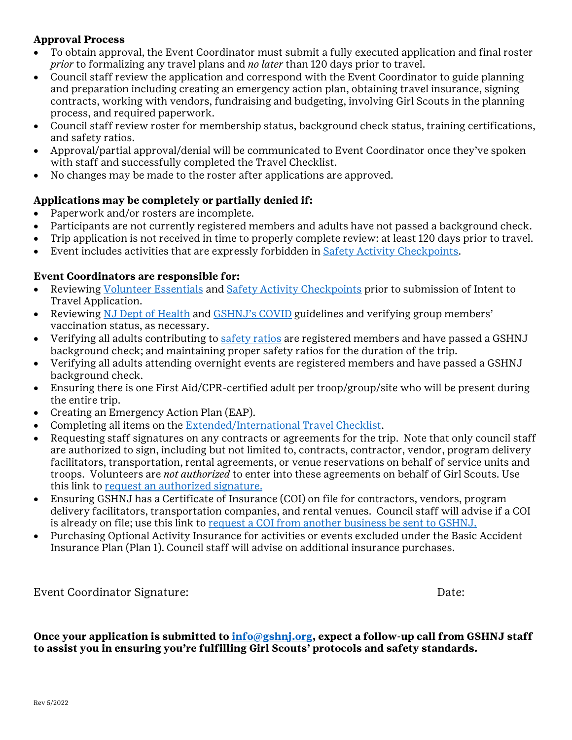**Approval Process**

- To obtain approval, the Event Coordinator must submit a fully executed application and final roster *prior* to formalizing any travel plans and *no later* than 120 days prior to travel.
- Council staff review the application and correspond with the Event Coordinator to guide planning and preparation including creating an emergency action plan, obtaining travel insurance, signing contracts, working with vendors, fundraising and budgeting, involving Girl Scouts in the planning process, and required paperwork.
- Council staff review roster for membership status, background check status, training certifications, and safety ratios.
- Approval/partial approval/denial will be communicated to Event Coordinator once they've spoken with staff and successfully completed the Travel Checklist.
- No changes may be made to the roster after applications are approved.

**Applications may be completely or partially denied if:**

- Paperwork and/or rosters are incomplete.
- Participants are not currently registered members and adults have not passed a background check.
- Trip application is not received in time to properly complete review: at least 120 days prior to travel.
- Event includes activities that are expressly forbidden in Safety Activity Checkpoints.

**Event Coordinators are responsible for:**

- Reviewing Volunteer Essentials and Safety Activity Checkpoints prior to submission of Intent to Travel Application.
- Reviewing NJ Dept of Health and GSHNJ's COVID guidelines and verifying group members' vaccination status, as necessary.
- Verifying all adults contributing to safety ratios are registered members and have passed a GSHNJ background check; and maintaining proper safety ratios for the duration of the trip.
- Verifying all adults attending overnight events are registered members and have passed a GSHNJ background check.
- Ensuring there is one First Aid/CPR-certified adult per troop/group/site who will be present during the entire trip.
- Creating an Emergency Action Plan (EAP).
- Completing all items on the Extended/International Travel Checklist.
- Requesting staff signatures on any contracts or agreements for the trip. Note that only council staff are authorized to sign, including but not limited to, contracts, contractor, vendor, program delivery facilitators, transportation, rental agreements, or venue reservations on behalf of service units and troops. Volunteers are *not authorized* to enter into these agreements on behalf of Girl Scouts. Use this link to request an authorized signature.
- Ensuring GSHNJ has a Certificate of Insurance (COI) on file for contractors, vendors, program delivery facilitators, transportation companies, and rental venues. Council staff will advise if a COI is already on file; use this link to request a COI from another business be sent to GSHNJ.
- Purchasing Optional Activity Insurance for activities or events excluded under the Basic Accident Insurance Plan (Plan 1). Council staff will advise on additional insurance purchases.

Event Coordinator Signature: Date:

**Once your application is submitted to info@gshnj.org, expect a follow-up call from GSHNJ staff to assist you in ensuring you're fulfilling Girl Scouts' protocols and safety standards.**

Rev 5/2022